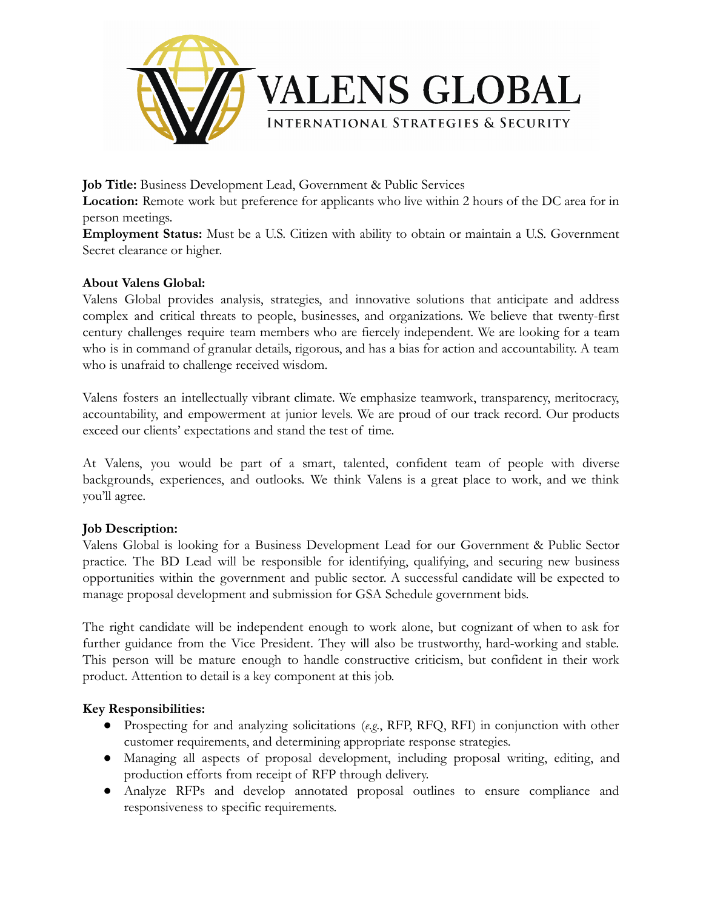# VALENS GLOBAL

INTERNATIONAL STRATEGIES & SECURITY

**Job Title:** Business Development Lead, Government & Public Services
**Location:** Remote work but preference for applicants who live within 2 hours of the DC area for in person meetings.
**Employment Status:** Must be a U.S. Citizen with ability to obtain or maintain a U.S. Government Secret clearance or higher.

**About Valens Global:**
Valens Global provides analysis, strategies, and innovative solutions that anticipate and address complex and critical threats to people, businesses, and organizations. We believe that twenty-first century challenges require team members who are fiercely independent. We are looking for a team who is in command of granular details, rigorous, and has a bias for action and accountability. A team who is unafraid to challenge received wisdom.

Valens fosters an intellectually vibrant climate. We emphasize teamwork, transparency, meritocracy, accountability, and empowerment at junior levels. We are proud of our track record. Our products exceed our clients' expectations and stand the test of time.

At Valens, you would be part of a smart, talented, confident team of people with diverse backgrounds, experiences, and outlooks. We think Valens is a great place to work, and we think you'll agree.

**Job Description:**
Valens Global is looking for a Business Development Lead for our Government & Public Sector practice. The BD Lead will be responsible for identifying, qualifying, and securing new business opportunities within the government and public sector. A successful candidate will be expected to manage proposal development and submission for GSA Schedule government bids.

The right candidate will be independent enough to work alone, but cognizant of when to ask for further guidance from the Vice President. They will also be trustworthy, hard-working and stable. This person will be mature enough to handle constructive criticism, but confident in their work product. Attention to detail is a key component at this job.

**Key Responsibilities:**

- Prospecting for and analyzing solicitations (*e.g.*, RFP, RFQ, RFI) in conjunction with other customer requirements, and determining appropriate response strategies.
- Managing all aspects of proposal development, including proposal writing, editing, and production efforts from receipt of RFP through delivery.
- Analyze RFPs and develop annotated proposal outlines to ensure compliance and responsiveness to specific requirements.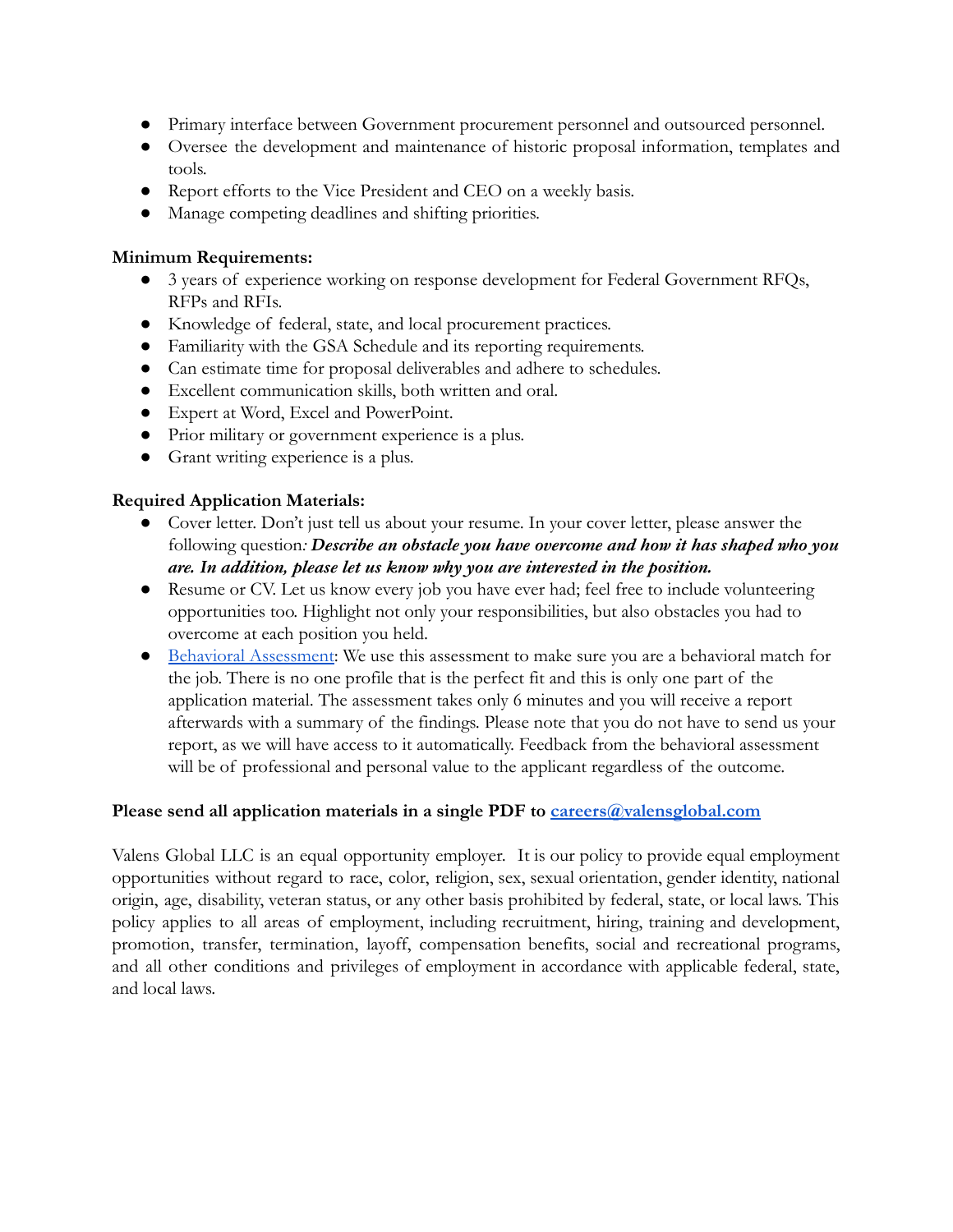- Primary interface between Government procurement personnel and outsourced personnel.
- Oversee the development and maintenance of historic proposal information, templates and tools.
- Report efforts to the Vice President and CEO on a weekly basis.
- Manage competing deadlines and shifting priorities.

**Minimum Requirements:**

- 3 years of experience working on response development for Federal Government RFQs, RFPs and RFIs.
- Knowledge of federal, state, and local procurement practices.
- Familiarity with the GSA Schedule and its reporting requirements.
- Can estimate time for proposal deliverables and adhere to schedules.
- Excellent communication skills, both written and oral.
- Expert at Word, Excel and PowerPoint.
- Prior military or government experience is a plus.
- Grant writing experience is a plus.

**Required Application Materials:**

- Cover letter. Don't just tell us about your resume. In your cover letter, please answer the following question*:* ***Describe an obstacle you have overcome and how it has shaped who you are. In addition, please let us know why you are interested in the position.***
- Resume or CV. Let us know every job you have ever had; feel free to include volunteering opportunities too. Highlight not only your responsibilities, but also obstacles you had to overcome at each position you held.
- Behavioral Assessment: We use this assessment to make sure you are a behavioral match for the job. There is no one profile that is the perfect fit and this is only one part of the application material. The assessment takes only 6 minutes and you will receive a report afterwards with a summary of the findings. Please note that you do not have to send us your report, as we will have access to it automatically. Feedback from the behavioral assessment will be of professional and personal value to the applicant regardless of the outcome.

**Please send all application materials in a single PDF to careers@valensglobal.com**

Valens Global LLC is an equal opportunity employer. It is our policy to provide equal employment opportunities without regard to race, color, religion, sex, sexual orientation, gender identity, national origin, age, disability, veteran status, or any other basis prohibited by federal, state, or local laws. This policy applies to all areas of employment, including recruitment, hiring, training and development, promotion, transfer, termination, layoff, compensation benefits, social and recreational programs, and all other conditions and privileges of employment in accordance with applicable federal, state, and local laws.